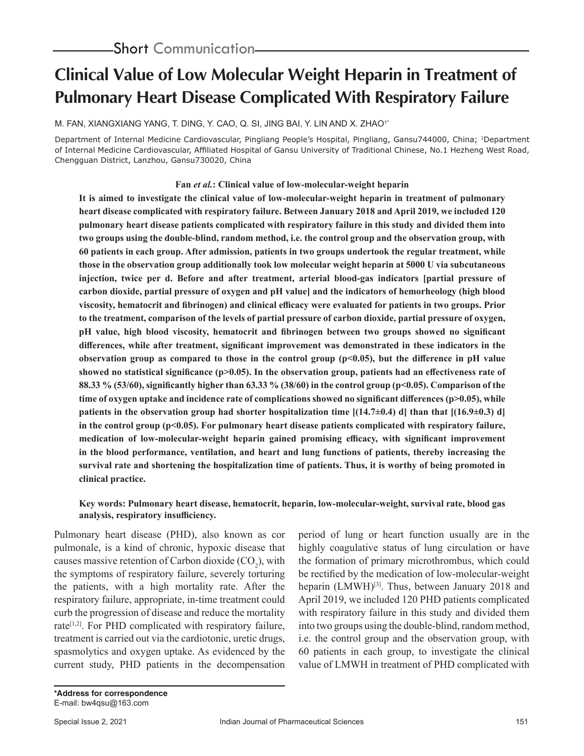Short Communication

# Clinical Value of Low Molecular Weight Heparin in Treatment of Pulmonary Heart Disease Complicated With Respiratory Failure

M. FAN, XIANGXIANG YANG, T. DING, Y. CAO, Q. SI, JING BAI, Y. LIN AND X. ZHAO[1*]

Department of Internal Medicine Cardiovascular, Pingliang People's Hospital, Pingliang, Gansu744000, China; [1]Department of Internal Medicine Cardiovascular, Affiliated Hospital of Gansu University of Traditional Chinese, No.1 Hezheng West Road, Chengguan District, Lanzhou, Gansu730020, China

**Fan *et al.*: Clinical value of low-molecular-weight heparin**

**It is aimed to investigate the clinical value of low-molecular-weight heparin in treatment of pulmonary heart disease complicated with respiratory failure. Between January 2018 and April 2019, we included 120 pulmonary heart disease patients complicated with respiratory failure in this study and divided them into two groups using the double-blind, random method, i.e. the control group and the observation group, with 60 patients in each group. After admission, patients in two groups undertook the regular treatment, while those in the observation group additionally took low molecular weight heparin at 5000 U via subcutaneous injection, twice per d. Before and after treatment, arterial blood-gas indicators [partial pressure of carbon dioxide, partial pressure of oxygen and pH value] and the indicators of hemorheology (high blood viscosity, hematocrit and fibrinogen) and clinical efficacy were evaluated for patients in two groups. Prior to the treatment, comparison of the levels of partial pressure of carbon dioxide, partial pressure of oxygen, pH value, high blood viscosity, hematocrit and fibrinogen between two groups showed no significant differences, while after treatment, significant improvement was demonstrated in these indicators in the observation group as compared to those in the control group ($p<0.05$), but the difference in pH value showed no statistical significance ($p>0.05$). In the observation group, patients had an effectiveness rate of 88.33 % (53/60), significantly higher than 63.33 % (38/60) in the control group ($p<0.05$). Comparison of the time of oxygen uptake and incidence rate of complications showed no significant differences ($p>0.05$), while patients in the observation group had shorter hospitalization time [(14.7±0.4) d] than that [(16.9±0.3) d] in the control group ($p<0.05$). For pulmonary heart disease patients complicated with respiratory failure, medication of low-molecular-weight heparin gained promising efficacy, with significant improvement in the blood performance, ventilation, and heart and lung functions of patients, thereby increasing the survival rate and shortening the hospitalization time of patients. Thus, it is worthy of being promoted in clinical practice.**

**Key words: Pulmonary heart disease, hematocrit, heparin, low-molecular-weight, survival rate, blood gas analysis, respiratory insufficiency.**

Pulmonary heart disease (PHD), also known as cor pulmonale, is a kind of chronic, hypoxic disease that causes massive retention of Carbon dioxide ($CO_2$), with the symptoms of respiratory failure, severely torturing the patients, with a high mortality rate. After the respiratory failure, appropriate, in-time treatment could curb the progression of disease and reduce the mortality rate[1,2]. For PHD complicated with respiratory failure, treatment is carried out via the cardiotonic, uretic drugs, spasmolytics and oxygen uptake. As evidenced by the current study, PHD patients in the decompensation period of lung or heart function usually are in the highly coagulative status of lung circulation or have the formation of primary microthrombus, which could be rectified by the medication of low-molecular-weight heparin (LMWH)[3]. Thus, between January 2018 and April 2019, we included 120 PHD patients complicated with respiratory failure in this study and divided them into two groups using the double-blind, random method, i.e. the control group and the observation group, with 60 patients in each group, to investigate the clinical value of LMWH in treatment of PHD complicated with

**\*Address for correspondence**
E-mail: bw4qsu@163.com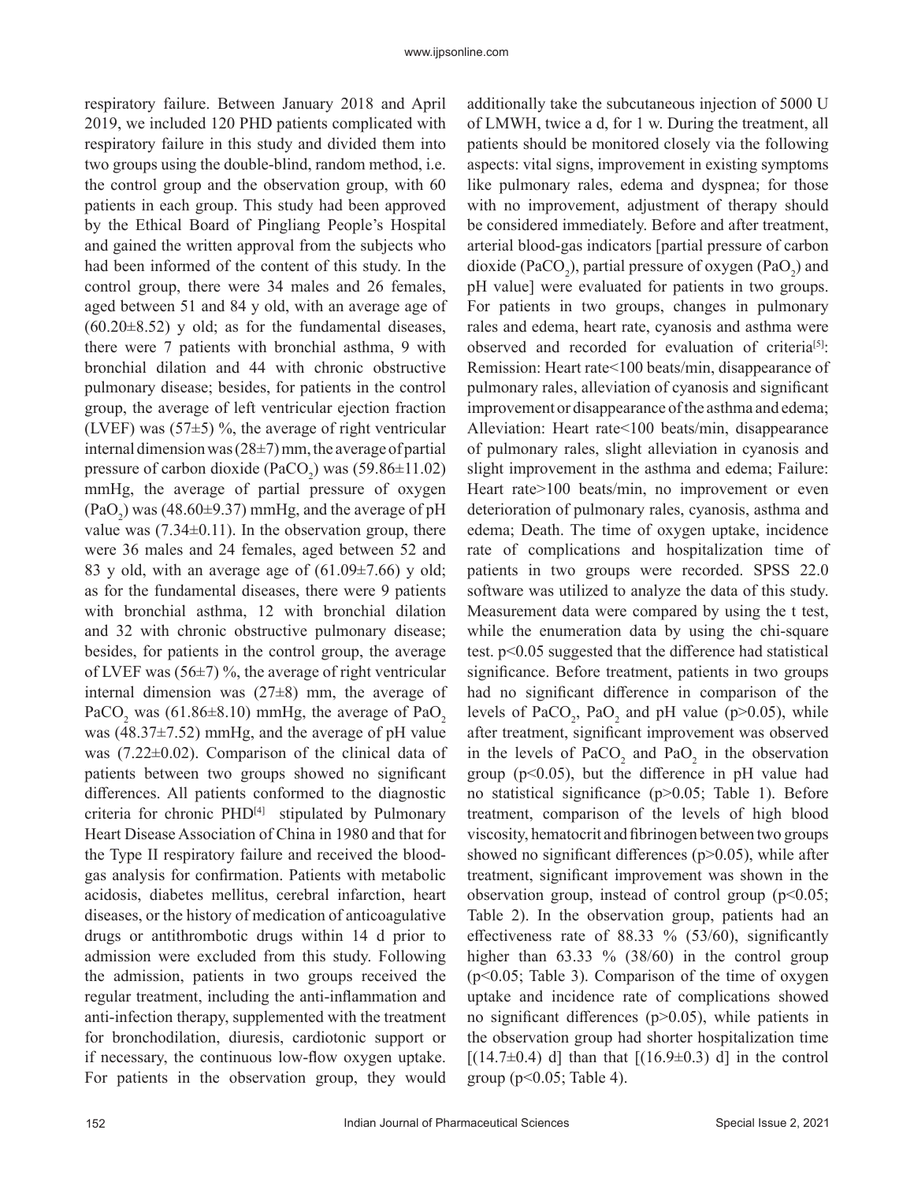respiratory failure. Between January 2018 and April 2019, we included 120 PHD patients complicated with respiratory failure in this study and divided them into two groups using the double-blind, random method, i.e. the control group and the observation group, with 60 patients in each group. This study had been approved by the Ethical Board of Pingliang People's Hospital and gained the written approval from the subjects who had been informed of the content of this study. In the control group, there were 34 males and 26 females, aged between 51 and 84 y old, with an average age of (60.20±8.52) y old; as for the fundamental diseases, there were 7 patients with bronchial asthma, 9 with bronchial dilation and 44 with chronic obstructive pulmonary disease; besides, for patients in the control group, the average of left ventricular ejection fraction (LVEF) was (57±5) %, the average of right ventricular internal dimension was (28±7) mm, the average of partial pressure of carbon dioxide ($PaCO_2$) was (59.86±11.02) mmHg, the average of partial pressure of oxygen ($PaO_2$) was (48.60±9.37) mmHg, and the average of pH value was (7.34±0.11). In the observation group, there were 36 males and 24 females, aged between 52 and 83 y old, with an average age of (61.09±7.66) y old; as for the fundamental diseases, there were 9 patients with bronchial asthma, 12 with bronchial dilation and 32 with chronic obstructive pulmonary disease; besides, for patients in the control group, the average of LVEF was (56±7) %, the average of right ventricular internal dimension was (27±8) mm, the average of $PaCO_2$ was (61.86±8.10) mmHg, the average of $PaO_2$ was (48.37±7.52) mmHg, and the average of pH value was (7.22±0.02). Comparison of the clinical data of patients between two groups showed no significant differences. All patients conformed to the diagnostic criteria for chronic PHD[4] stipulated by Pulmonary Heart Disease Association of China in 1980 and that for the Type II respiratory failure and received the blood-gas analysis for confirmation. Patients with metabolic acidosis, diabetes mellitus, cerebral infarction, heart diseases, or the history of medication of anticoagulative drugs or antithrombotic drugs within 14 d prior to admission were excluded from this study. Following the admission, patients in two groups received the regular treatment, including the anti-inflammation and anti-infection therapy, supplemented with the treatment for bronchodilation, diuresis, cardiotonic support or if necessary, the continuous low-flow oxygen uptake. For patients in the observation group, they would additionally take the subcutaneous injection of 5000 U of LMWH, twice a d, for 1 w. During the treatment, all patients should be monitored closely via the following aspects: vital signs, improvement in existing symptoms like pulmonary rales, edema and dyspnea; for those with no improvement, adjustment of therapy should be considered immediately. Before and after treatment, arterial blood-gas indicators [partial pressure of carbon dioxide ($PaCO_2$), partial pressure of oxygen ($PaO_2$) and pH value] were evaluated for patients in two groups. For patients in two groups, changes in pulmonary rales and edema, heart rate, cyanosis and asthma were observed and recorded for evaluation of criteria[5]: Remission: Heart rate<100 beats/min, disappearance of pulmonary rales, alleviation of cyanosis and significant improvement or disappearance of the asthma and edema; Alleviation: Heart rate<100 beats/min, disappearance of pulmonary rales, slight alleviation in cyanosis and slight improvement in the asthma and edema; Failure: Heart rate>100 beats/min, no improvement or even deterioration of pulmonary rales, cyanosis, asthma and edema; Death. The time of oxygen uptake, incidence rate of complications and hospitalization time of patients in two groups were recorded. SPSS 22.0 software was utilized to analyze the data of this study. Measurement data were compared by using the t test, while the enumeration data by using the chi-square test. $p<0.05$ suggested that the difference had statistical significance. Before treatment, patients in two groups had no significant difference in comparison of the levels of $PaCO_2$, $PaO_2$ and pH value ($p>0.05$), while after treatment, significant improvement was observed in the levels of $PaCO_2$ and $PaO_2$ in the observation group ($p<0.05$), but the difference in pH value had no statistical significance ($p>0.05$; Table 1). Before treatment, comparison of the levels of high blood viscosity, hematocrit and fibrinogen between two groups showed no significant differences ($p>0.05$), while after treatment, significant improvement was shown in the observation group, instead of control group ($p<0.05$; Table 2). In the observation group, patients had an effectiveness rate of 88.33 % (53/60), significantly higher than 63.33 % (38/60) in the control group ($p<0.05$; Table 3). Comparison of the time of oxygen uptake and incidence rate of complications showed no significant differences ($p>0.05$), while patients in the observation group had shorter hospitalization time [(14.7±0.4) d] than that [(16.9±0.3) d] in the control group ($p<0.05$; Table 4).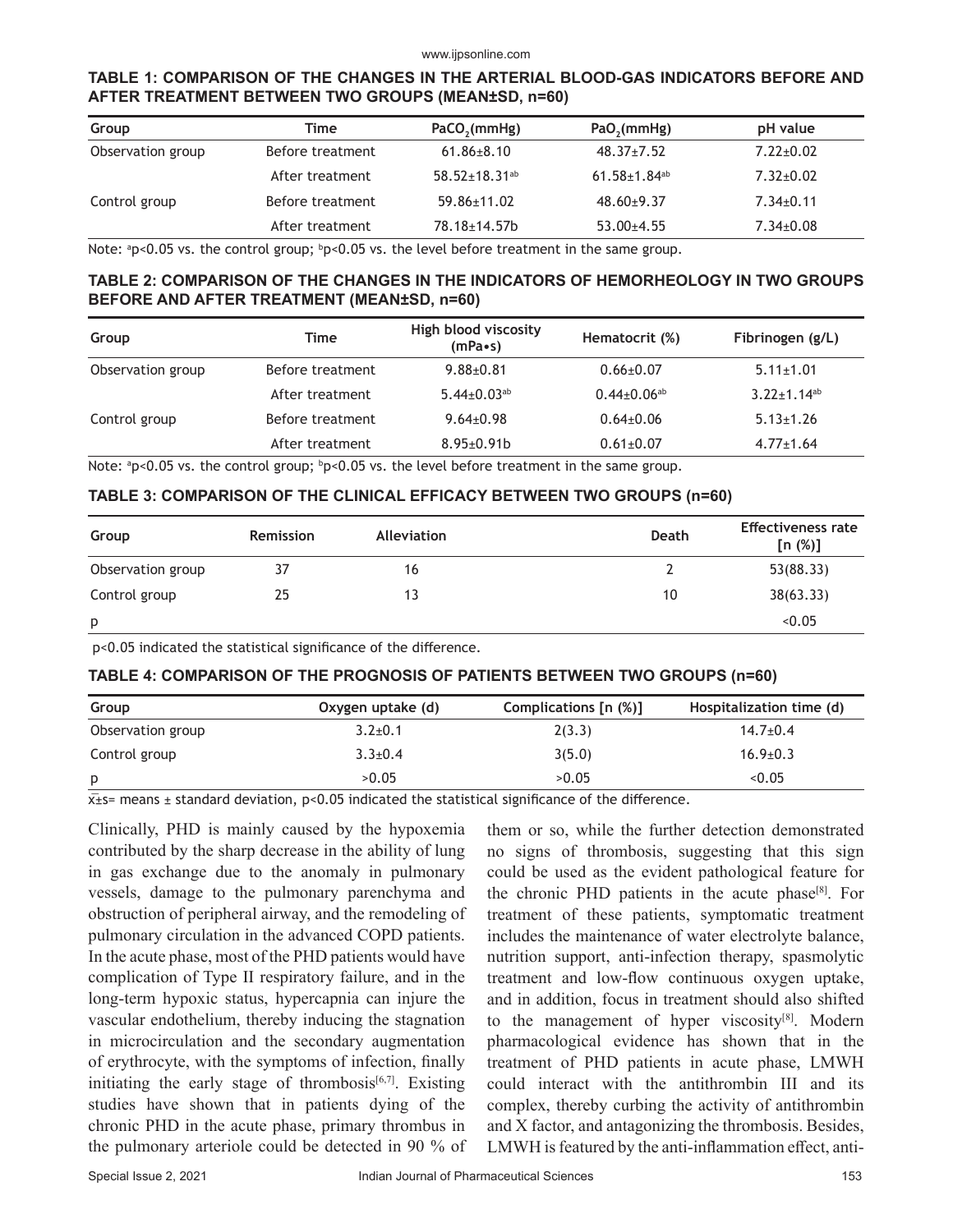**TABLE 1: COMPARISON OF THE CHANGES IN THE ARTERIAL BLOOD-GAS INDICATORS BEFORE AND AFTER TREATMENT BETWEEN TWO GROUPS (MEAN±SD, n=60)**

| Group | Time | $PaCO_2$(mmHg) | $PaO_2$(mmHg) | pH value |
|---|---|---|---|---|
| Observation group | Before treatment | 61.86±8.10 | 48.37±7.52 | 7.22±0.02 |
| | After treatment | 58.52±18.31[ab] | 61.58±1.84[ab] | 7.32±0.02 |
| Control group | Before treatment | 59.86±11.02 | 48.60±9.37 | 7.34±0.11 |
| | After treatment | 78.18±14.57b | 53.00±4.55 | 7.34±0.08 |

Note: [a]p<0.05 vs. the control group; [b]p<0.05 vs. the level before treatment in the same group.

**TABLE 2: COMPARISON OF THE CHANGES IN THE INDICATORS OF HEMORHEOLOGY IN TWO GROUPS BEFORE AND AFTER TREATMENT (MEAN±SD, n=60)**

| Group | Time | High blood viscosity (mPa•s) | Hematocrit (%) | Fibrinogen (g/L) |
|---|---|---|---|---|
| Observation group | Before treatment | 9.88±0.81 | 0.66±0.07 | 5.11±1.01 |
| | After treatment | 5.44±0.03[ab] | 0.44±0.06[ab] | 3.22±1.14[ab] |
| Control group | Before treatment | 9.64±0.98 | 0.64±0.06 | 5.13±1.26 |
| | After treatment | 8.95±0.91b | 0.61±0.07 | 4.77±1.64 |

Note: [a]p<0.05 vs. the control group; [b]p<0.05 vs. the level before treatment in the same group.

**TABLE 3: COMPARISON OF THE CLINICAL EFFICACY BETWEEN TWO GROUPS (n=60)**

| Group | Remission | Alleviation | Death | Effectiveness rate [n (%)] |
|---|---|---|---|---|
| Observation group | 37 | 16 | 2 | 53(88.33) |
| Control group | 25 | 13 | 10 | 38(63.33) |
| p | | | | <0.05 |

p<0.05 indicated the statistical significance of the difference.

**TABLE 4: COMPARISON OF THE PROGNOSIS OF PATIENTS BETWEEN TWO GROUPS (n=60)**

| Group | Oxygen uptake (d) | Complications [n (%)] | Hospitalization time (d) |
|---|---|---|---|
| Observation group | 3.2±0.1 | 2(3.3) | 14.7±0.4 |
| Control group | 3.3±0.4 | 3(5.0) | 16.9±0.3 |
| p | >0.05 | >0.05 | <0.05 |

$\bar{x}$±s= means ± standard deviation, p<0.05 indicated the statistical significance of the difference.

Clinically, PHD is mainly caused by the hypoxemia contributed by the sharp decrease in the ability of lung in gas exchange due to the anomaly in pulmonary vessels, damage to the pulmonary parenchyma and obstruction of peripheral airway, and the remodeling of pulmonary circulation in the advanced COPD patients. In the acute phase, most of the PHD patients would have complication of Type II respiratory failure, and in the long-term hypoxic status, hypercapnia can injure the vascular endothelium, thereby inducing the stagnation in microcirculation and the secondary augmentation of erythrocyte, with the symptoms of infection, finally initiating the early stage of thrombosis[6,7]. Existing studies have shown that in patients dying of the chronic PHD in the acute phase, primary thrombus in the pulmonary arteriole could be detected in 90 % of them or so, while the further detection demonstrated no signs of thrombosis, suggesting that this sign could be used as the evident pathological feature for the chronic PHD patients in the acute phase[8]. For treatment of these patients, symptomatic treatment includes the maintenance of water electrolyte balance, nutrition support, anti-infection therapy, spasmolytic treatment and low-flow continuous oxygen uptake, and in addition, focus in treatment should also shifted to the management of hyper viscosity[8]. Modern pharmacological evidence has shown that in the treatment of PHD patients in acute phase, LMWH could interact with the antithrombin III and its complex, thereby curbing the activity of antithrombin and X factor, and antagonizing the thrombosis. Besides, LMWH is featured by the anti-inflammation effect, anti-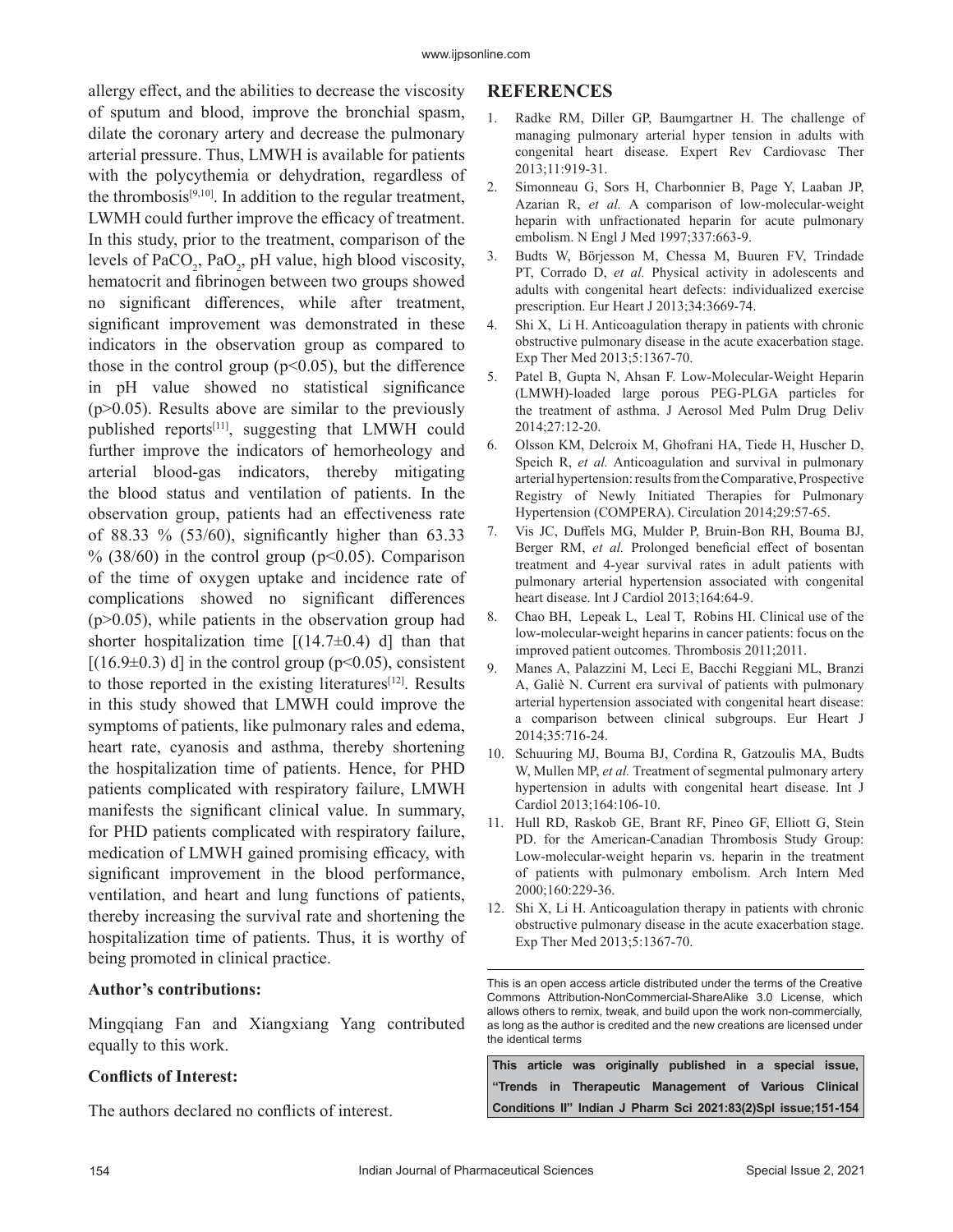allergy effect, and the abilities to decrease the viscosity of sputum and blood, improve the bronchial spasm, dilate the coronary artery and decrease the pulmonary arterial pressure. Thus, LMWH is available for patients with the polycythemia or dehydration, regardless of the thrombosis[9,10]. In addition to the regular treatment, LWMH could further improve the efficacy of treatment. In this study, prior to the treatment, comparison of the levels of $PaCO_2$, $PaO_2$, pH value, high blood viscosity, hematocrit and fibrinogen between two groups showed no significant differences, while after treatment, significant improvement was demonstrated in these indicators in the observation group as compared to those in the control group ($p<0.05$), but the difference in pH value showed no statistical significance ($p>0.05$). Results above are similar to the previously published reports[11], suggesting that LMWH could further improve the indicators of hemorheology and arterial blood-gas indicators, thereby mitigating the blood status and ventilation of patients. In the observation group, patients had an effectiveness rate of 88.33 % (53/60), significantly higher than 63.33 % (38/60) in the control group ($p<0.05$). Comparison of the time of oxygen uptake and incidence rate of complications showed no significant differences ($p>0.05$), while patients in the observation group had shorter hospitalization time [(14.7±0.4) d] than that [(16.9±0.3) d] in the control group ($p<0.05$), consistent to those reported in the existing literatures[12]. Results in this study showed that LMWH could improve the symptoms of patients, like pulmonary rales and edema, heart rate, cyanosis and asthma, thereby shortening the hospitalization time of patients. Hence, for PHD patients complicated with respiratory failure, LMWH manifests the significant clinical value. In summary, for PHD patients complicated with respiratory failure, medication of LMWH gained promising efficacy, with significant improvement in the blood performance, ventilation, and heart and lung functions of patients, thereby increasing the survival rate and shortening the hospitalization time of patients. Thus, it is worthy of being promoted in clinical practice.

### Author's contributions:

Mingqiang Fan and Xiangxiang Yang contributed equally to this work.

### Conflicts of Interest:

The authors declared no conflicts of interest.

## REFERENCES

1. Radke RM, Diller GP, Baumgartner H. The challenge of managing pulmonary arterial hyper tension in adults with congenital heart disease. Expert Rev Cardiovasc Ther 2013;11:919-31.
2. Simonneau G, Sors H, Charbonnier B, Page Y, Laaban JP, Azarian R, *et al.* A comparison of low-molecular-weight heparin with unfractionated heparin for acute pulmonary embolism. N Engl J Med 1997;337:663-9.
3. Budts W, Börjesson M, Chessa M, Buuren FV, Trindade PT, Corrado D, *et al.* Physical activity in adolescents and adults with congenital heart defects: individualized exercise prescription. Eur Heart J 2013;34:3669-74.
4. Shi X, Li H. Anticoagulation therapy in patients with chronic obstructive pulmonary disease in the acute exacerbation stage. Exp Ther Med 2013;5:1367-70.
5. Patel B, Gupta N, Ahsan F. Low-Molecular-Weight Heparin (LMWH)-loaded large porous PEG-PLGA particles for the treatment of asthma. J Aerosol Med Pulm Drug Deliv 2014;27:12-20.
6. Olsson KM, Delcroix M, Ghofrani HA, Tiede H, Huscher D, Speich R, *et al.* Anticoagulation and survival in pulmonary arterial hypertension: results from the Comparative, Prospective Registry of Newly Initiated Therapies for Pulmonary Hypertension (COMPERA). Circulation 2014;29:57-65.
7. Vis JC, Duffels MG, Mulder P, Bruin-Bon RH, Bouma BJ, Berger RM, *et al.* Prolonged beneficial effect of bosentan treatment and 4-year survival rates in adult patients with pulmonary arterial hypertension associated with congenital heart disease. Int J Cardiol 2013;164:64-9.
8. Chao BH, Lepeak L, Leal T, Robins HI. Clinical use of the low-molecular-weight heparins in cancer patients: focus on the improved patient outcomes. Thrombosis 2011;2011.
9. Manes A, Palazzini M, Leci E, Bacchi Reggiani ML, Branzi A, Galiè N. Current era survival of patients with pulmonary arterial hypertension associated with congenital heart disease: a comparison between clinical subgroups. Eur Heart J 2014;35:716-24.
10. Schuuring MJ, Bouma BJ, Cordina R, Gatzoulis MA, Budts W, Mullen MP, *et al.* Treatment of segmental pulmonary artery hypertension in adults with congenital heart disease. Int J Cardiol 2013;164:106-10.
11. Hull RD, Raskob GE, Brant RF, Pineo GF, Elliott G, Stein PD. for the American-Canadian Thrombosis Study Group: Low-molecular-weight heparin vs. heparin in the treatment of patients with pulmonary embolism. Arch Intern Med 2000;160:229-36.
12. Shi X, Li H. Anticoagulation therapy in patients with chronic obstructive pulmonary disease in the acute exacerbation stage. Exp Ther Med 2013;5:1367-70.

This is an open access article distributed under the terms of the Creative Commons Attribution-NonCommercial-ShareAlike 3.0 License, which allows others to remix, tweak, and build upon the work non-commercially, as long as the author is credited and the new creations are licensed under the identical terms

**This article was originally published in a special issue, "Trends in Therapeutic Management of Various Clinical Conditions II" Indian J Pharm Sci 2021:83(2)Spl issue;151-154**